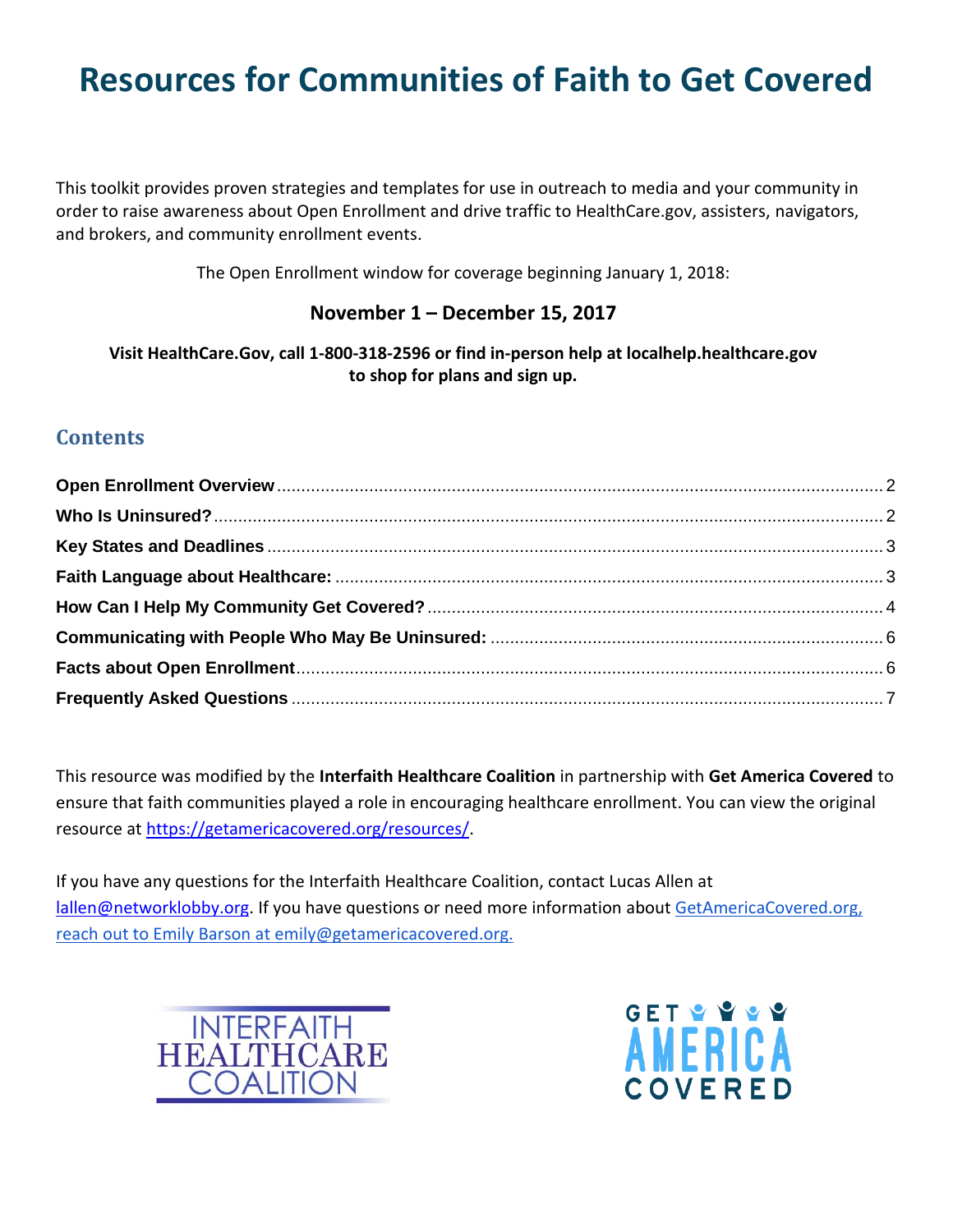# Resources for Communities of Faith to Get Covered

This toolkit provides proven strategies and templates for use in outreach to media and your community in order to raise awareness about Open Enrollment and drive traffic to HealthCare.gov, assisters, navigators, and brokers, and community enrollment events.

The Open Enrollment window for coverage beginning January 1, 2018:

**November 1 – December 15, 2017**

**Visit HealthCare.Gov, call 1-800-318-2596 or find in-person help at localhelp.healthcare.gov to shop for plans and sign up.**

## Contents

**Open Enrollment Overview** ........ 2
**Who Is Uninsured?** ........ 2
**Key States and Deadlines** ........ 3
**Faith Language about Healthcare:** ........ 3
**How Can I Help My Community Get Covered?** ........ 4
**Communicating with People Who May Be Uninsured:** ........ 6
**Facts about Open Enrollment** ........ 6
**Frequently Asked Questions** ........ 7

This resource was modified by the **Interfaith Healthcare Coalition** in partnership with **Get America Covered** to ensure that faith communities played a role in encouraging healthcare enrollment. You can view the original resource at https://getamericacovered.org/resources/.

If you have any questions for the Interfaith Healthcare Coalition, contact Lucas Allen at lallen@networklobby.org. If you have questions or need more information about GetAmericaCovered.org, reach out to Emily Barson at emily@getamericacovered.org.

INTERFAITH HEALTHCARE COALITION

GET AMERICA COVERED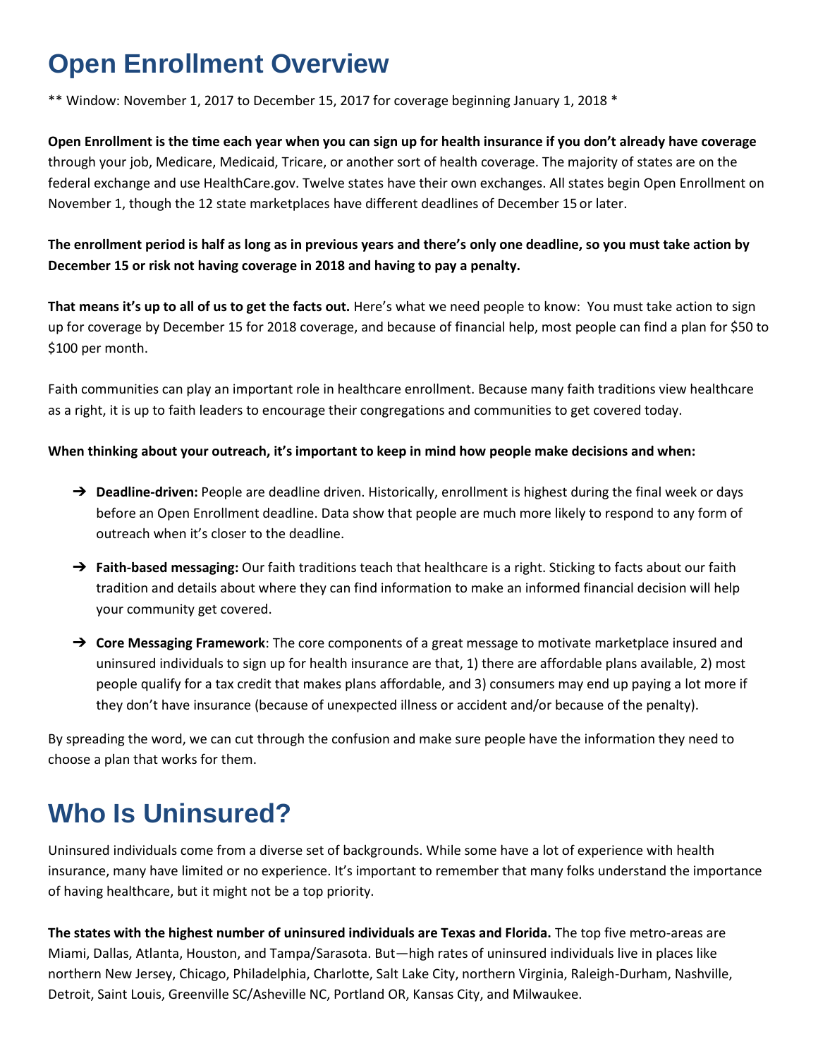# Open Enrollment Overview

** Window: November 1, 2017 to December 15, 2017 for coverage beginning January 1, 2018 *

**Open Enrollment is the time each year when you can sign up for health insurance if you don't already have coverage** through your job, Medicare, Medicaid, Tricare, or another sort of health coverage. The majority of states are on the federal exchange and use HealthCare.gov. Twelve states have their own exchanges. All states begin Open Enrollment on November 1, though the 12 state marketplaces have different deadlines of December 15 or later.

**The enrollment period is half as long as in previous years and there's only one deadline, so you must take action by December 15 or risk not having coverage in 2018 and having to pay a penalty.**

**That means it's up to all of us to get the facts out.** Here's what we need people to know: You must take action to sign up for coverage by December 15 for 2018 coverage, and because of financial help, most people can find a plan for $50 to $100 per month.

Faith communities can play an important role in healthcare enrollment. Because many faith traditions view healthcare as a right, it is up to faith leaders to encourage their congregations and communities to get covered today.

**When thinking about your outreach, it's important to keep in mind how people make decisions and when:**

- **Deadline-driven:** People are deadline driven. Historically, enrollment is highest during the final week or days before an Open Enrollment deadline. Data show that people are much more likely to respond to any form of outreach when it's closer to the deadline.
- **Faith-based messaging:** Our faith traditions teach that healthcare is a right. Sticking to facts about our faith tradition and details about where they can find information to make an informed financial decision will help your community get covered.
- **Core Messaging Framework**: The core components of a great message to motivate marketplace insured and uninsured individuals to sign up for health insurance are that, 1) there are affordable plans available, 2) most people qualify for a tax credit that makes plans affordable, and 3) consumers may end up paying a lot more if they don't have insurance (because of unexpected illness or accident and/or because of the penalty).

By spreading the word, we can cut through the confusion and make sure people have the information they need to choose a plan that works for them.

# Who Is Uninsured?

Uninsured individuals come from a diverse set of backgrounds. While some have a lot of experience with health insurance, many have limited or no experience. It's important to remember that many folks understand the importance of having healthcare, but it might not be a top priority.

**The states with the highest number of uninsured individuals are Texas and Florida.** The top five metro-areas are Miami, Dallas, Atlanta, Houston, and Tampa/Sarasota. But—high rates of uninsured individuals live in places like northern New Jersey, Chicago, Philadelphia, Charlotte, Salt Lake City, northern Virginia, Raleigh-Durham, Nashville, Detroit, Saint Louis, Greenville SC/Asheville NC, Portland OR, Kansas City, and Milwaukee.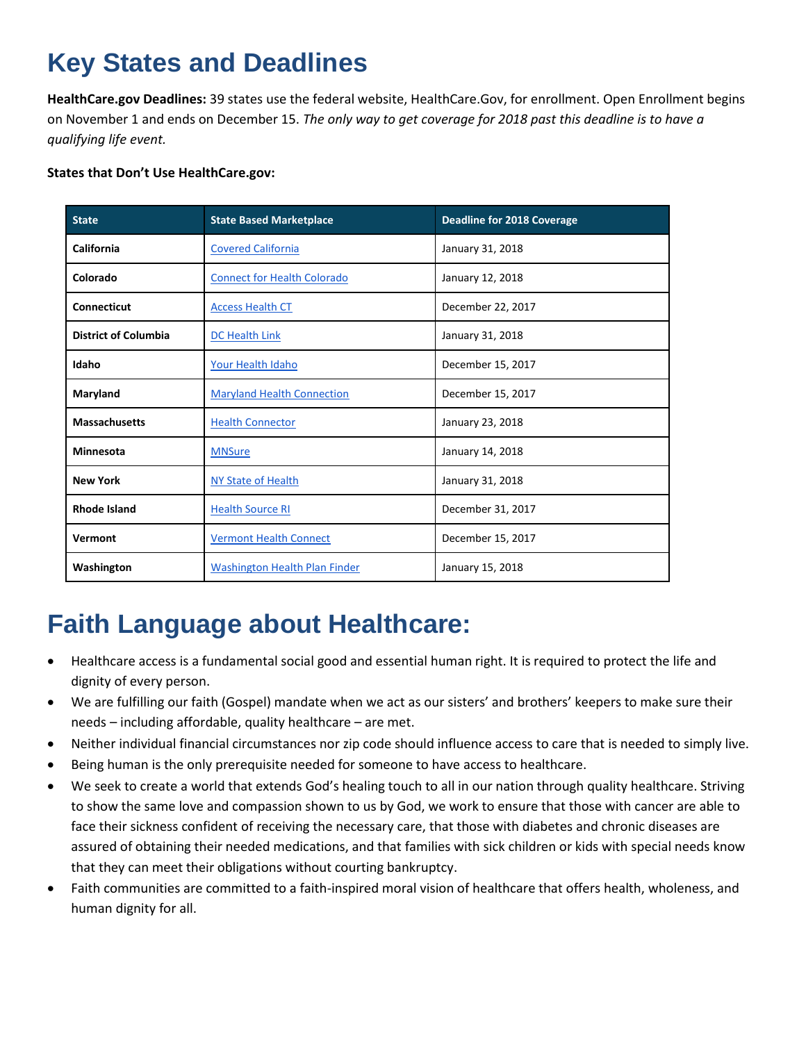# Key States and Deadlines

**HealthCare.gov Deadlines:** 39 states use the federal website, HealthCare.Gov, for enrollment. Open Enrollment begins on November 1 and ends on December 15. *The only way to get coverage for 2018 past this deadline is to have a qualifying life event.*

**States that Don't Use HealthCare.gov:**

| State | State Based Marketplace | Deadline for 2018 Coverage |
|---|---|---|
| **California** | Covered California | January 31, 2018 |
| **Colorado** | Connect for Health Colorado | January 12, 2018 |
| **Connecticut** | Access Health CT | December 22, 2017 |
| **District of Columbia** | DC Health Link | January 31, 2018 |
| **Idaho** | Your Health Idaho | December 15, 2017 |
| **Maryland** | Maryland Health Connection | December 15, 2017 |
| **Massachusetts** | Health Connector | January 23, 2018 |
| **Minnesota** | MNSure | January 14, 2018 |
| **New York** | NY State of Health | January 31, 2018 |
| **Rhode Island** | Health Source RI | December 31, 2017 |
| **Vermont** | Vermont Health Connect | December 15, 2017 |
| **Washington** | Washington Health Plan Finder | January 15, 2018 |

# Faith Language about Healthcare:

- Healthcare access is a fundamental social good and essential human right. It is required to protect the life and dignity of every person.
- We are fulfilling our faith (Gospel) mandate when we act as our sisters' and brothers' keepers to make sure their needs – including affordable, quality healthcare – are met.
- Neither individual financial circumstances nor zip code should influence access to care that is needed to simply live.
- Being human is the only prerequisite needed for someone to have access to healthcare.
- We seek to create a world that extends God's healing touch to all in our nation through quality healthcare. Striving to show the same love and compassion shown to us by God, we work to ensure that those with cancer are able to face their sickness confident of receiving the necessary care, that those with diabetes and chronic diseases are assured of obtaining their needed medications, and that families with sick children or kids with special needs know that they can meet their obligations without courting bankruptcy.
- Faith communities are committed to a faith-inspired moral vision of healthcare that offers health, wholeness, and human dignity for all.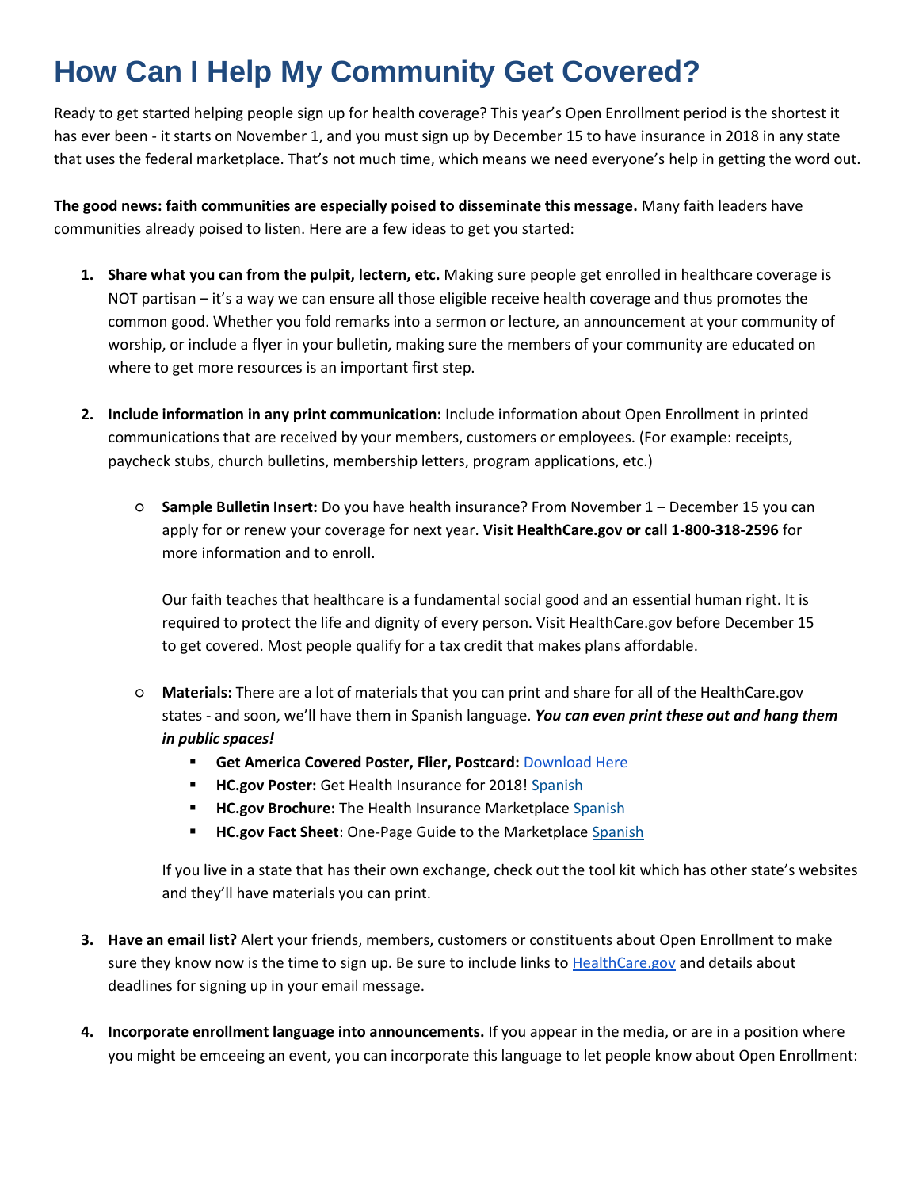# How Can I Help My Community Get Covered?

Ready to get started helping people sign up for health coverage? This year's Open Enrollment period is the shortest it has ever been - it starts on November 1, and you must sign up by December 15 to have insurance in 2018 in any state that uses the federal marketplace. That's not much time, which means we need everyone's help in getting the word out.

**The good news: faith communities are especially poised to disseminate this message.** Many faith leaders have communities already poised to listen. Here are a few ideas to get you started:

1. **Share what you can from the pulpit, lectern, etc.** Making sure people get enrolled in healthcare coverage is NOT partisan – it's a way we can ensure all those eligible receive health coverage and thus promotes the common good. Whether you fold remarks into a sermon or lecture, an announcement at your community of worship, or include a flyer in your bulletin, making sure the members of your community are educated on where to get more resources is an important first step.

2. **Include information in any print communication:** Include information about Open Enrollment in printed communications that are received by your members, customers or employees. (For example: receipts, paycheck stubs, church bulletins, membership letters, program applications, etc.)

   - **Sample Bulletin Insert:** Do you have health insurance? From November 1 – December 15 you can apply for or renew your coverage for next year. **Visit HealthCare.gov or call 1-800-318-2596** for more information and to enroll.

     Our faith teaches that healthcare is a fundamental social good and an essential human right. It is required to protect the life and dignity of every person. Visit HealthCare.gov before December 15 to get covered. Most people qualify for a tax credit that makes plans affordable.

   - **Materials:** There are a lot of materials that you can print and share for all of the HealthCare.gov states - and soon, we'll have them in Spanish language. ***You can even print these out and hang them in public spaces!***
     - **Get America Covered Poster, Flier, Postcard:** Download Here
     - **HC.gov Poster:** Get Health Insurance for 2018! Spanish
     - **HC.gov Brochure:** The Health Insurance Marketplace Spanish
     - **HC.gov Fact Sheet**: One-Page Guide to the Marketplace Spanish

     If you live in a state that has their own exchange, check out the tool kit which has other state's websites and they'll have materials you can print.

3. **Have an email list?** Alert your friends, members, customers or constituents about Open Enrollment to make sure they know now is the time to sign up. Be sure to include links to HealthCare.gov and details about deadlines for signing up in your email message.

4. **Incorporate enrollment language into announcements.** If you appear in the media, or are in a position where you might be emceeing an event, you can incorporate this language to let people know about Open Enrollment: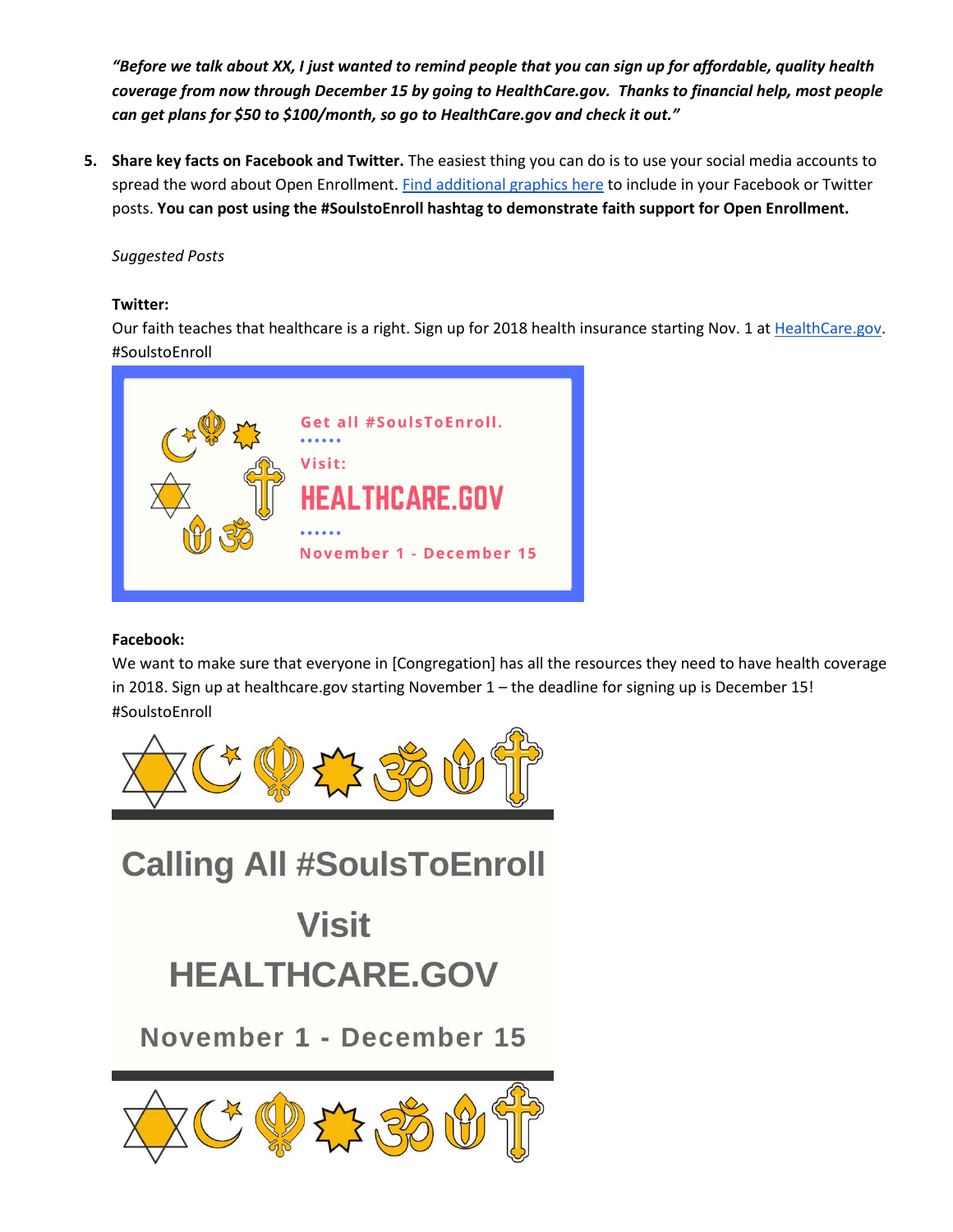***"Before we talk about XX, I just wanted to remind people that you can sign up for affordable, quality health coverage from now through December 15 by going to HealthCare.gov. Thanks to financial help, most people can get plans for $50 to $100/month, so go to HealthCare.gov and check it out."***

5. **Share key facts on Facebook and Twitter.** The easiest thing you can do is to use your social media accounts to spread the word about Open Enrollment. Find additional graphics here to include in your Facebook or Twitter posts. **You can post using the #SoulstoEnroll hashtag to demonstrate faith support for Open Enrollment.**

*Suggested Posts*

**Twitter:**

Our faith teaches that healthcare is a right. Sign up for 2018 health insurance starting Nov. 1 at HealthCare.gov. #SoulstoEnroll

Get all #SoulsToEnroll.

Visit:

HEALTHCARE.GOV

November 1 - December 15

**Facebook:**

We want to make sure that everyone in [Congregation] has all the resources they need to have health coverage in 2018. Sign up at healthcare.gov starting November 1 – the deadline for signing up is December 15! #SoulstoEnroll

Calling All #SoulsToEnroll

Visit

HEALTHCARE.GOV

November 1 - December 15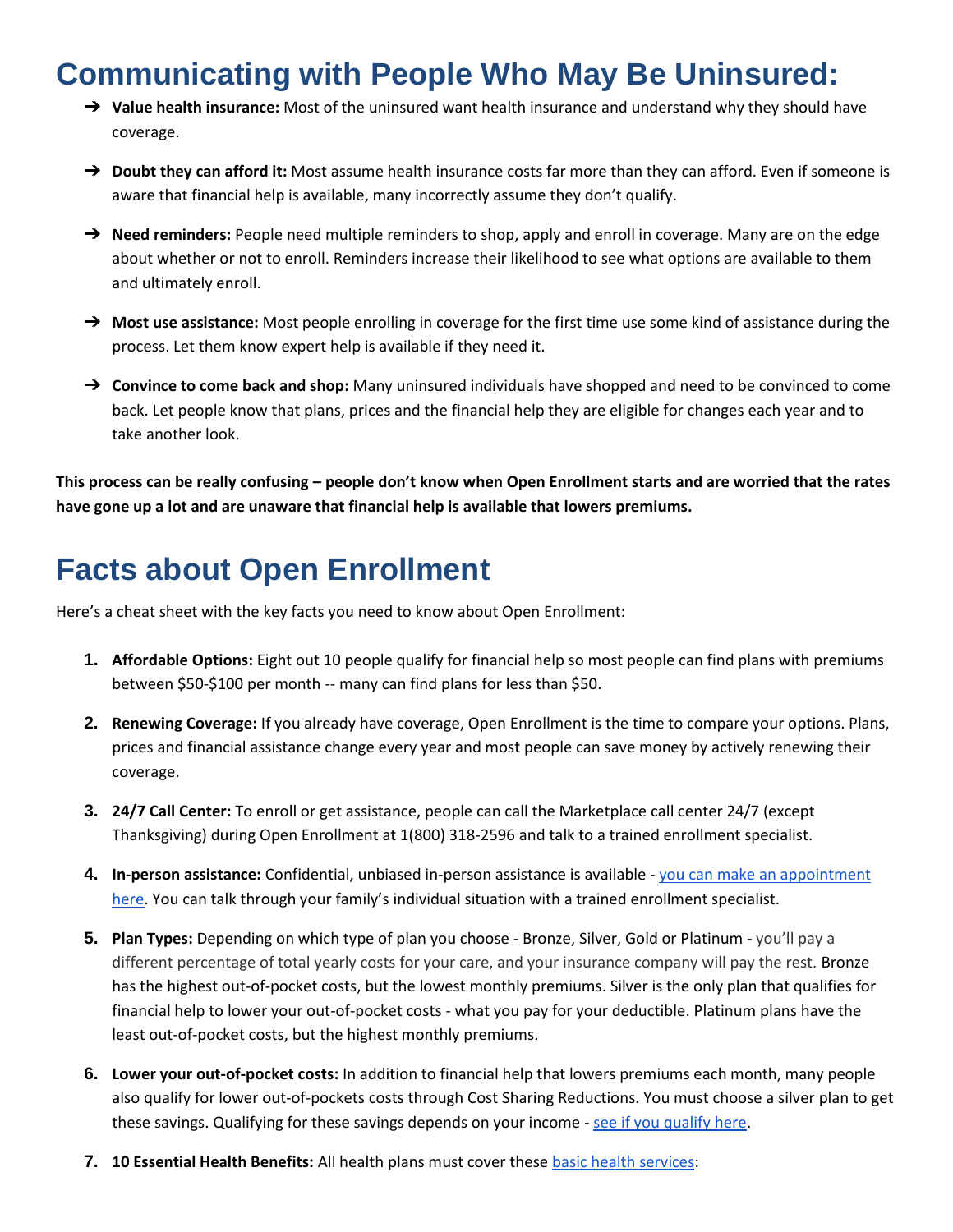# Communicating with People Who May Be Uninsured:

- **Value health insurance:** Most of the uninsured want health insurance and understand why they should have coverage.
- **Doubt they can afford it:** Most assume health insurance costs far more than they can afford. Even if someone is aware that financial help is available, many incorrectly assume they don't qualify.
- **Need reminders:** People need multiple reminders to shop, apply and enroll in coverage. Many are on the edge about whether or not to enroll. Reminders increase their likelihood to see what options are available to them and ultimately enroll.
- **Most use assistance:** Most people enrolling in coverage for the first time use some kind of assistance during the process. Let them know expert help is available if they need it.
- **Convince to come back and shop:** Many uninsured individuals have shopped and need to be convinced to come back. Let people know that plans, prices and the financial help they are eligible for changes each year and to take another look.

**This process can be really confusing – people don't know when Open Enrollment starts and are worried that the rates have gone up a lot and are unaware that financial help is available that lowers premiums.**

# Facts about Open Enrollment

Here's a cheat sheet with the key facts you need to know about Open Enrollment:

1. **Affordable Options:** Eight out 10 people qualify for financial help so most people can find plans with premiums between $50-$100 per month -- many can find plans for less than $50.
2. **Renewing Coverage:** If you already have coverage, Open Enrollment is the time to compare your options. Plans, prices and financial assistance change every year and most people can save money by actively renewing their coverage.
3. **24/7 Call Center:** To enroll or get assistance, people can call the Marketplace call center 24/7 (except Thanksgiving) during Open Enrollment at 1(800) 318-2596 and talk to a trained enrollment specialist.
4. **In-person assistance:** Confidential, unbiased in-person assistance is available - [you can make an appointment here](). You can talk through your family's individual situation with a trained enrollment specialist.
5. **Plan Types:** Depending on which type of plan you choose - Bronze, Silver, Gold or Platinum - you'll pay a different percentage of total yearly costs for your care, and your insurance company will pay the rest. Bronze has the highest out-of-pocket costs, but the lowest monthly premiums. Silver is the only plan that qualifies for financial help to lower your out-of-pocket costs - what you pay for your deductible. Platinum plans have the least out-of-pocket costs, but the highest monthly premiums.
6. **Lower your out-of-pocket costs:** In addition to financial help that lowers premiums each month, many people also qualify for lower out-of-pockets costs through Cost Sharing Reductions. You must choose a silver plan to get these savings. Qualifying for these savings depends on your income - [see if you qualify here]().
7. **10 Essential Health Benefits:** All health plans must cover these [basic health services]():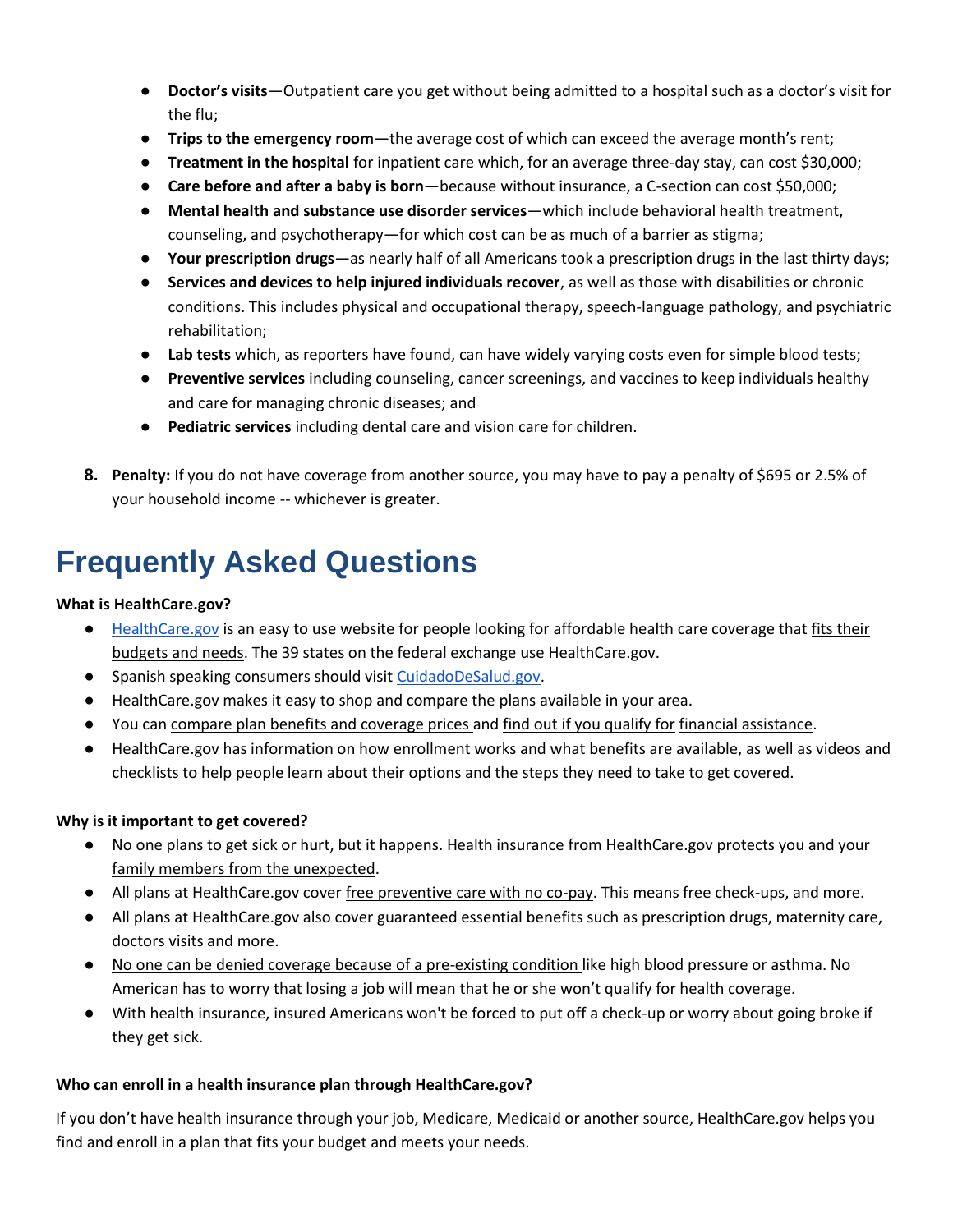- **Doctor's visits**—Outpatient care you get without being admitted to a hospital such as a doctor's visit for the flu;
- **Trips to the emergency room**—the average cost of which can exceed the average month's rent;
- **Treatment in the hospital** for inpatient care which, for an average three-day stay, can cost $30,000;
- **Care before and after a baby is born**—because without insurance, a C-section can cost $50,000;
- **Mental health and substance use disorder services**—which include behavioral health treatment, counseling, and psychotherapy—for which cost can be as much of a barrier as stigma;
- **Your prescription drugs**—as nearly half of all Americans took a prescription drugs in the last thirty days;
- **Services and devices to help injured individuals recover**, as well as those with disabilities or chronic conditions. This includes physical and occupational therapy, speech-language pathology, and psychiatric rehabilitation;
- **Lab tests** which, as reporters have found, can have widely varying costs even for simple blood tests;
- **Preventive services** including counseling, cancer screenings, and vaccines to keep individuals healthy and care for managing chronic diseases; and
- **Pediatric services** including dental care and vision care for children.

8. **Penalty:** If you do not have coverage from another source, you may have to pay a penalty of $695 or 2.5% of your household income -- whichever is greater.

# Frequently Asked Questions

**What is HealthCare.gov?**

- HealthCare.gov is an easy to use website for people looking for affordable health care coverage that fits their budgets and needs. The 39 states on the federal exchange use HealthCare.gov.
- Spanish speaking consumers should visit CuidadoDeSalud.gov.
- HealthCare.gov makes it easy to shop and compare the plans available in your area.
- You can compare plan benefits and coverage prices and find out if you qualify for financial assistance.
- HealthCare.gov has information on how enrollment works and what benefits are available, as well as videos and checklists to help people learn about their options and the steps they need to take to get covered.

**Why is it important to get covered?**

- No one plans to get sick or hurt, but it happens. Health insurance from HealthCare.gov protects you and your family members from the unexpected.
- All plans at HealthCare.gov cover free preventive care with no co-pay. This means free check-ups, and more.
- All plans at HealthCare.gov also cover guaranteed essential benefits such as prescription drugs, maternity care, doctors visits and more.
- No one can be denied coverage because of a pre-existing condition like high blood pressure or asthma. No American has to worry that losing a job will mean that he or she won't qualify for health coverage.
- With health insurance, insured Americans won't be forced to put off a check-up or worry about going broke if they get sick.

**Who can enroll in a health insurance plan through HealthCare.gov?**

If you don't have health insurance through your job, Medicare, Medicaid or another source, HealthCare.gov helps you find and enroll in a plan that fits your budget and meets your needs.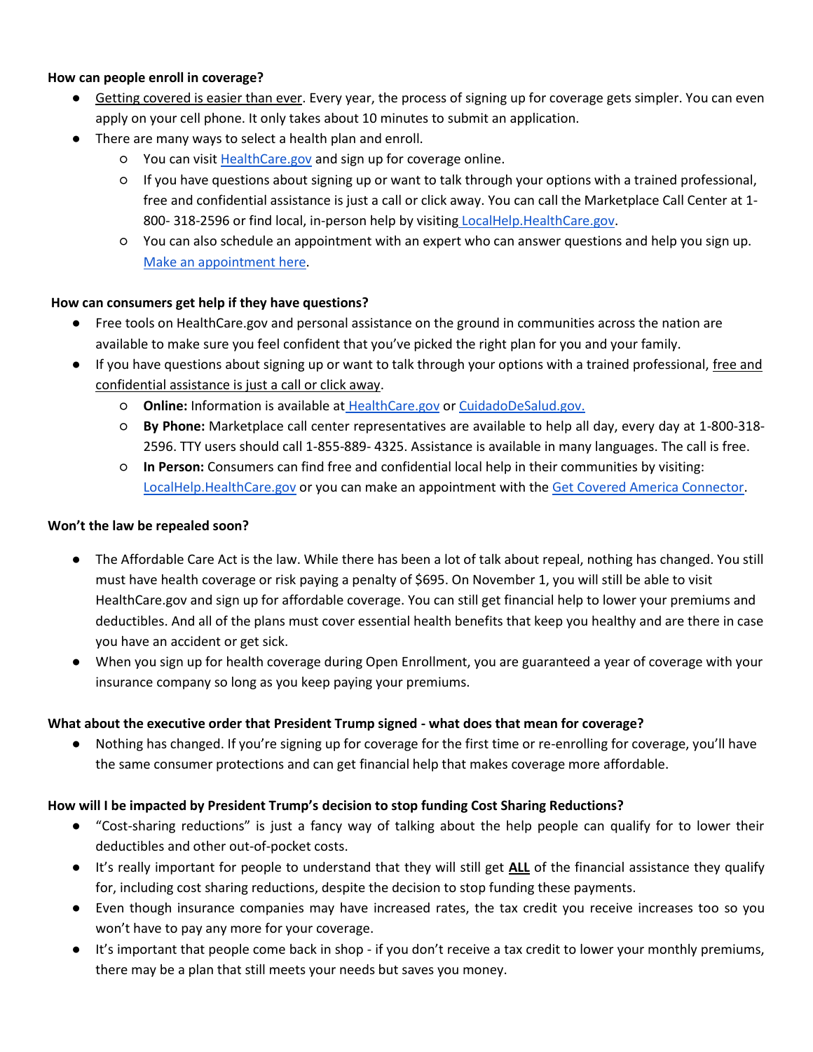**How can people enroll in coverage?**

- Getting covered is easier than ever. Every year, the process of signing up for coverage gets simpler. You can even apply on your cell phone. It only takes about 10 minutes to submit an application.
- There are many ways to select a health plan and enroll.
  - You can visit HealthCare.gov and sign up for coverage online.
  - If you have questions about signing up or want to talk through your options with a trained professional, free and confidential assistance is just a call or click away. You can call the Marketplace Call Center at 1-800- 318-2596 or find local, in-person help by visiting LocalHelp.HealthCare.gov.
  - You can also schedule an appointment with an expert who can answer questions and help you sign up. Make an appointment here.

**How can consumers get help if they have questions?**

- Free tools on HealthCare.gov and personal assistance on the ground in communities across the nation are available to make sure you feel confident that you've picked the right plan for you and your family.
- If you have questions about signing up or want to talk through your options with a trained professional, free and confidential assistance is just a call or click away.
  - **Online:** Information is available at HealthCare.gov or CuidadoDeSalud.gov.
  - **By Phone:** Marketplace call center representatives are available to help all day, every day at 1-800-318-2596. TTY users should call 1-855-889- 4325. Assistance is available in many languages. The call is free.
  - **In Person:** Consumers can find free and confidential local help in their communities by visiting: LocalHelp.HealthCare.gov or you can make an appointment with the Get Covered America Connector.

**Won't the law be repealed soon?**

- The Affordable Care Act is the law. While there has been a lot of talk about repeal, nothing has changed. You still must have health coverage or risk paying a penalty of $695. On November 1, you will still be able to visit HealthCare.gov and sign up for affordable coverage. You can still get financial help to lower your premiums and deductibles. And all of the plans must cover essential health benefits that keep you healthy and are there in case you have an accident or get sick.
- When you sign up for health coverage during Open Enrollment, you are guaranteed a year of coverage with your insurance company so long as you keep paying your premiums.

**What about the executive order that President Trump signed - what does that mean for coverage?**

- Nothing has changed. If you're signing up for coverage for the first time or re-enrolling for coverage, you'll have the same consumer protections and can get financial help that makes coverage more affordable.

**How will I be impacted by President Trump's decision to stop funding Cost Sharing Reductions?**

- "Cost-sharing reductions" is just a fancy way of talking about the help people can qualify for to lower their deductibles and other out-of-pocket costs.
- It's really important for people to understand that they will still get **ALL** of the financial assistance they qualify for, including cost sharing reductions, despite the decision to stop funding these payments.
- Even though insurance companies may have increased rates, the tax credit you receive increases too so you won't have to pay any more for your coverage.
- It's important that people come back in shop - if you don't receive a tax credit to lower your monthly premiums, there may be a plan that still meets your needs but saves you money.